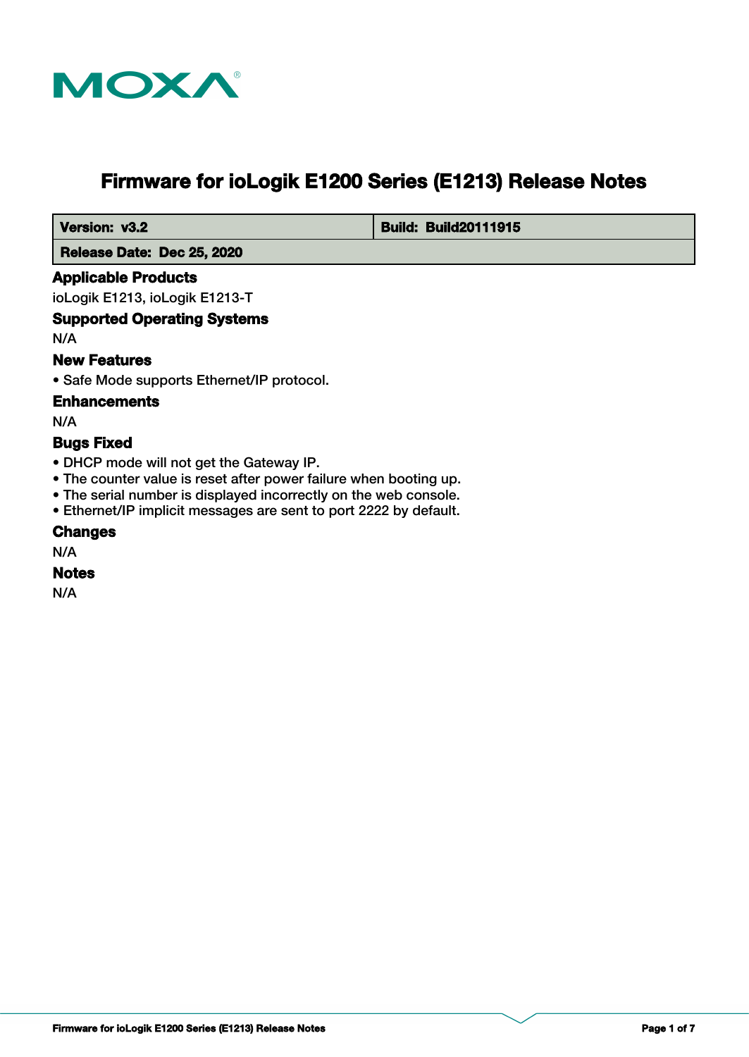MOXA

# Firmware for ioLogik E1200 Series (E1213) Release Notes

| Version: v3.2 | Build: Build20111915 |
| --- | --- |
| Release Date: Dec 25, 2020 | |

## Applicable Products

ioLogik E1213, ioLogik E1213-T

## Supported Operating Systems

N/A

## New Features

- Safe Mode supports Ethernet/IP protocol.

## Enhancements

N/A

## Bugs Fixed

- DHCP mode will not get the Gateway IP.
- The counter value is reset after power failure when booting up.
- The serial number is displayed incorrectly on the web console.
- Ethernet/IP implicit messages are sent to port 2222 by default.

## Changes

N/A

## Notes

N/A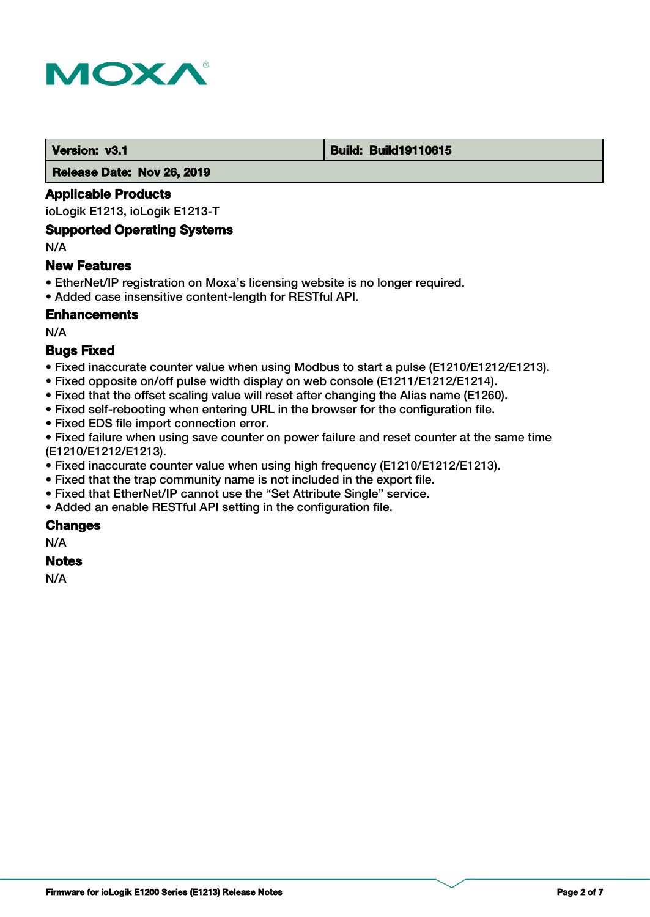| Version: v3.1 | Build: Build19110615 |
| --- | --- |
| Release Date: Nov 26, 2019 | |

### Applicable Products

ioLogik E1213, ioLogik E1213-T

### Supported Operating Systems

N/A

### New Features

- EtherNet/IP registration on Moxa's licensing website is no longer required.
- Added case insensitive content-length for RESTful API.

### Enhancements

N/A

### Bugs Fixed

- Fixed inaccurate counter value when using Modbus to start a pulse (E1210/E1212/E1213).
- Fixed opposite on/off pulse width display on web console (E1211/E1212/E1214).
- Fixed that the offset scaling value will reset after changing the Alias name (E1260).
- Fixed self-rebooting when entering URL in the browser for the configuration file.
- Fixed EDS file import connection error.
- Fixed failure when using save counter on power failure and reset counter at the same time (E1210/E1212/E1213).
- Fixed inaccurate counter value when using high frequency (E1210/E1212/E1213).
- Fixed that the trap community name is not included in the export file.
- Fixed that EtherNet/IP cannot use the "Set Attribute Single" service.
- Added an enable RESTful API setting in the configuration file.

### Changes

N/A

### Notes

N/A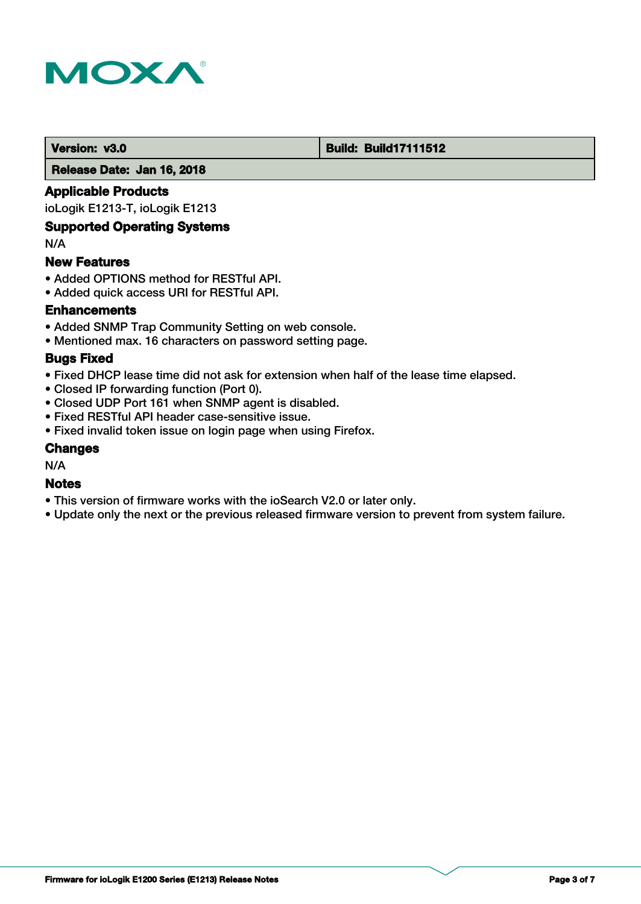| Version: v3.0 | Build: Build17111512 |
| --- | --- |
| Release Date: Jan 16, 2018 | |

### Applicable Products

ioLogik E1213-T, ioLogik E1213

### Supported Operating Systems

N/A

### New Features

- Added OPTIONS method for RESTful API.
- Added quick access URI for RESTful API.

### Enhancements

- Added SNMP Trap Community Setting on web console.
- Mentioned max. 16 characters on password setting page.

### Bugs Fixed

- Fixed DHCP lease time did not ask for extension when half of the lease time elapsed.
- Closed IP forwarding function (Port 0).
- Closed UDP Port 161 when SNMP agent is disabled.
- Fixed RESTful API header case-sensitive issue.
- Fixed invalid token issue on login page when using Firefox.

### Changes

N/A

### Notes

- This version of firmware works with the ioSearch V2.0 or later only.
- Update only the next or the previous released firmware version to prevent from system failure.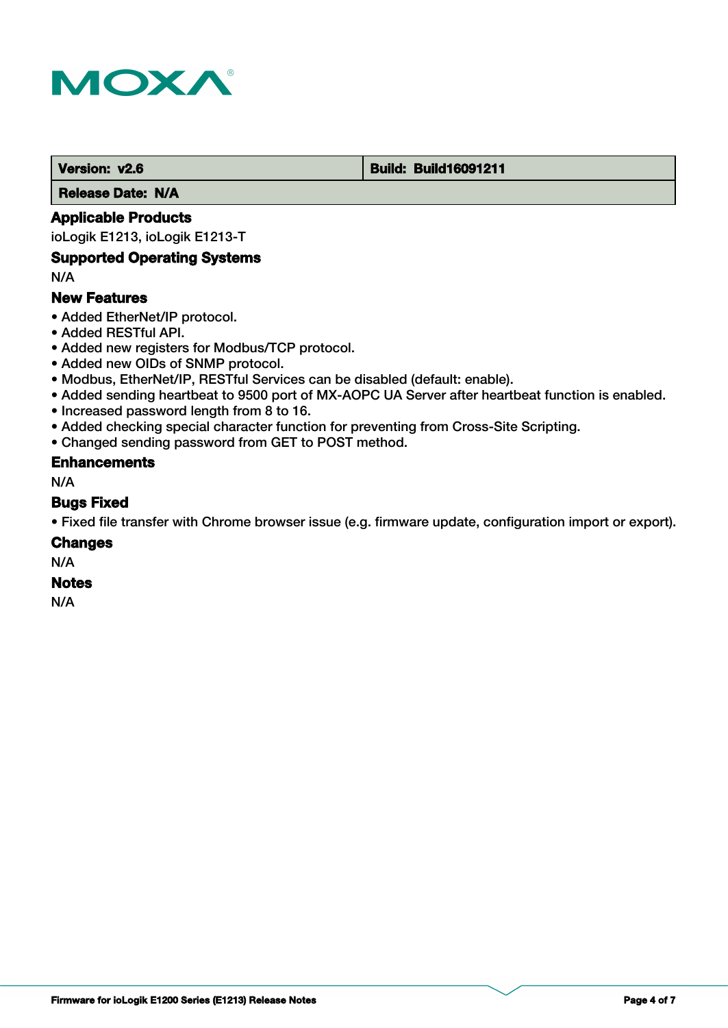| Version: v2.6 | Build: Build16091211 |
| --- | --- |
| Release Date: N/A | |

### Applicable Products

ioLogik E1213, ioLogik E1213-T

### Supported Operating Systems

N/A

### New Features

- Added EtherNet/IP protocol.
- Added RESTful API.
- Added new registers for Modbus/TCP protocol.
- Added new OIDs of SNMP protocol.
- Modbus, EtherNet/IP, RESTful Services can be disabled (default: enable).
- Added sending heartbeat to 9500 port of MX-AOPC UA Server after heartbeat function is enabled.
- Increased password length from 8 to 16.
- Added checking special character function for preventing from Cross-Site Scripting.
- Changed sending password from GET to POST method.

### Enhancements

N/A

### Bugs Fixed

- Fixed file transfer with Chrome browser issue (e.g. firmware update, configuration import or export).

### Changes

N/A

### Notes

N/A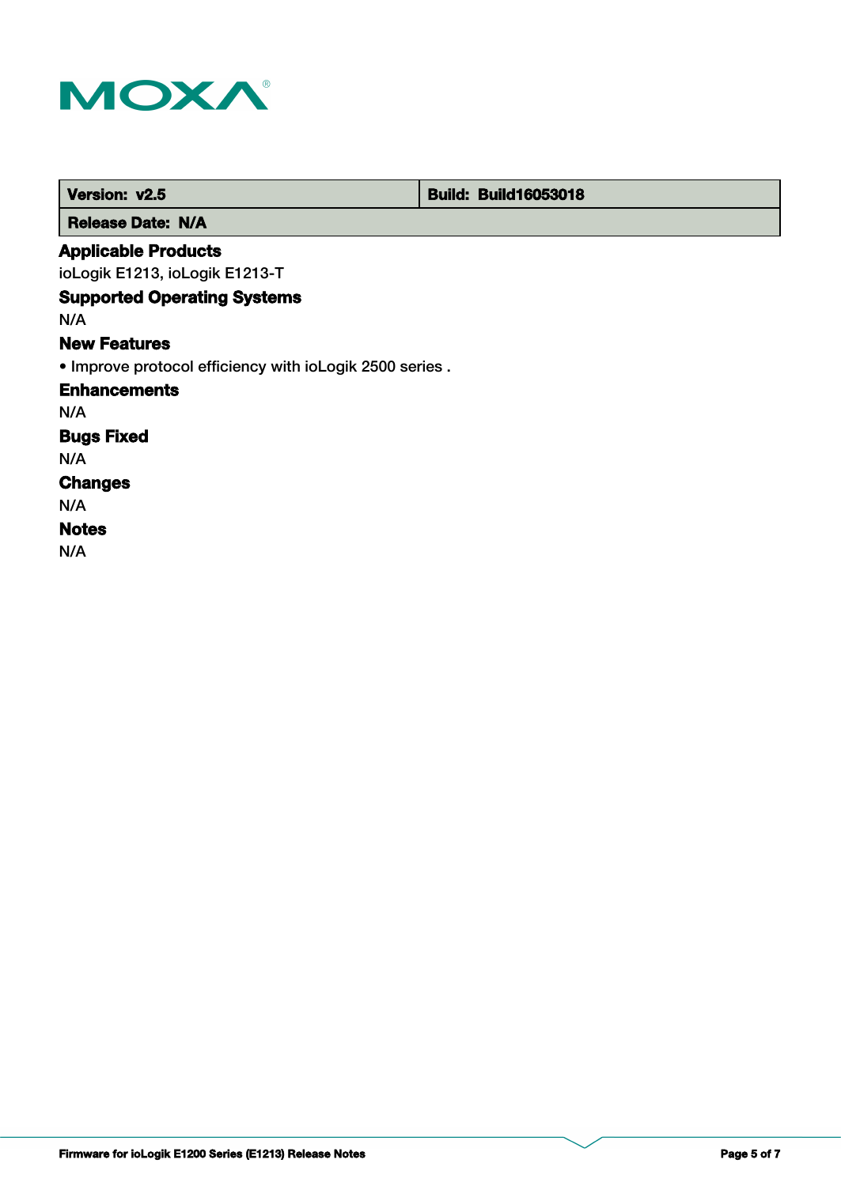| Version: v2.5 | Build: Build16053018 |
| --- | --- |
| Release Date: N/A | |

### Applicable Products

ioLogik E1213, ioLogik E1213-T

### Supported Operating Systems

N/A

### New Features

• Improve protocol efficiency with ioLogik 2500 series .

### Enhancements

N/A

### Bugs Fixed

N/A

### Changes

N/A

### Notes

N/A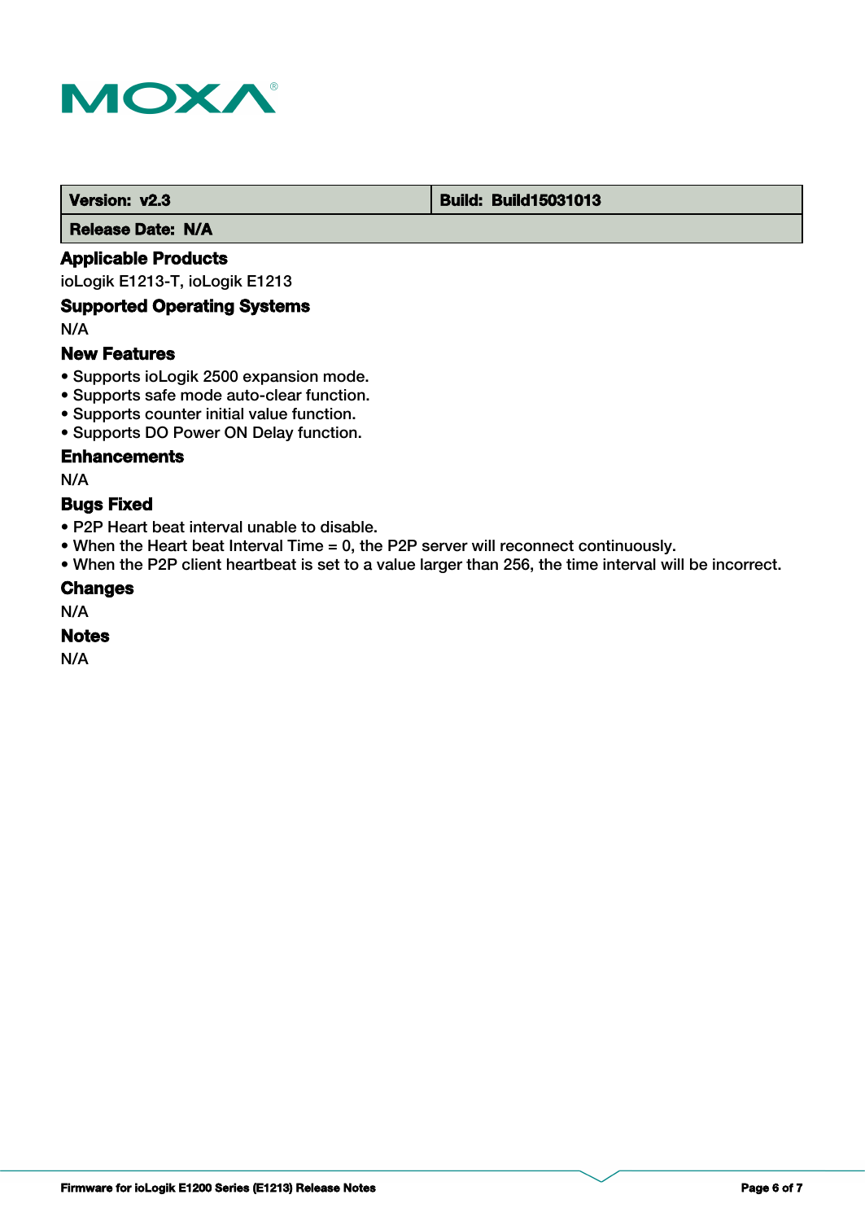| Version: v2.3 | Build: Build15031013 |
| --- | --- |
| Release Date: N/A | |

### Applicable Products

ioLogik E1213-T, ioLogik E1213

### Supported Operating Systems

N/A

### New Features

- Supports ioLogik 2500 expansion mode.
- Supports safe mode auto-clear function.
- Supports counter initial value function.
- Supports DO Power ON Delay function.

### Enhancements

N/A

### Bugs Fixed

- P2P Heart beat interval unable to disable.
- When the Heart beat Interval Time = 0, the P2P server will reconnect continuously.
- When the P2P client heartbeat is set to a value larger than 256, the time interval will be incorrect.

### Changes

N/A

### Notes

N/A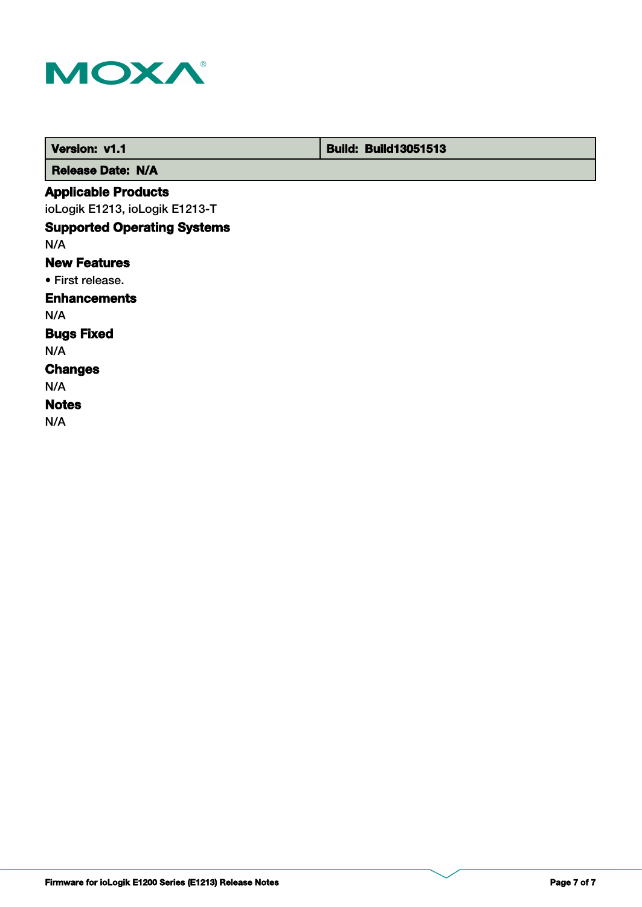| Version: v1.1 | Build: Build13051513 |
| --- | --- |
| Release Date: N/A | |

### Applicable Products

ioLogik E1213, ioLogik E1213-T

### Supported Operating Systems

N/A

### New Features

- First release.

### Enhancements

N/A

### Bugs Fixed

N/A

### Changes

N/A

### Notes

N/A